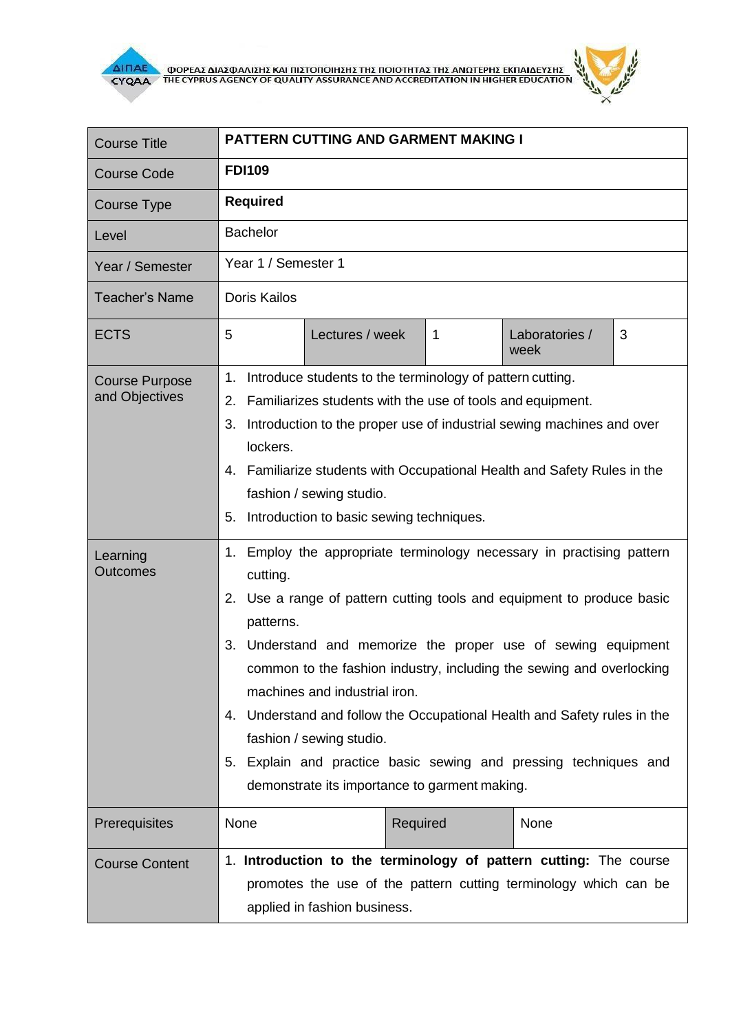| Course Title | **PATTERN CUTTING AND GARMENT MAKING I** | | | | |
|---|---|---|---|---|---|
| Course Code | **FDI109** | | | | |
| Course Type | **Required** | | | | |
| Level | Bachelor | | | | |
| Year / Semester | Year 1 / Semester 1 | | | | |
| Teacher's Name | Doris Kailos | | | | |
| ECTS | 5 | Lectures / week | 1 | Laboratories / week | 3 |
| Course Purpose and Objectives | 1. Introduce students to the terminology of pattern cutting.<br>2. Familiarizes students with the use of tools and equipment.<br>3. Introduction to the proper use of industrial sewing machines and over lockers.<br>4. Familiarize students with Occupational Health and Safety Rules in the fashion / sewing studio.<br>5. Introduction to basic sewing techniques. | | | | |
| Learning Outcomes | 1. Employ the appropriate terminology necessary in practising pattern cutting.<br>2. Use a range of pattern cutting tools and equipment to produce basic patterns.<br>3. Understand and memorize the proper use of sewing equipment common to the fashion industry, including the sewing and overlocking machines and industrial iron.<br>4. Understand and follow the Occupational Health and Safety rules in the fashion / sewing studio.<br>5. Explain and practice basic sewing and pressing techniques and demonstrate its importance to garment making. | | | | |
| Prerequisites | None | | Required | None | |
| Course Content | 1. **Introduction to the terminology of pattern cutting:** The course promotes the use of the pattern cutting terminology which can be applied in fashion business. | | | | |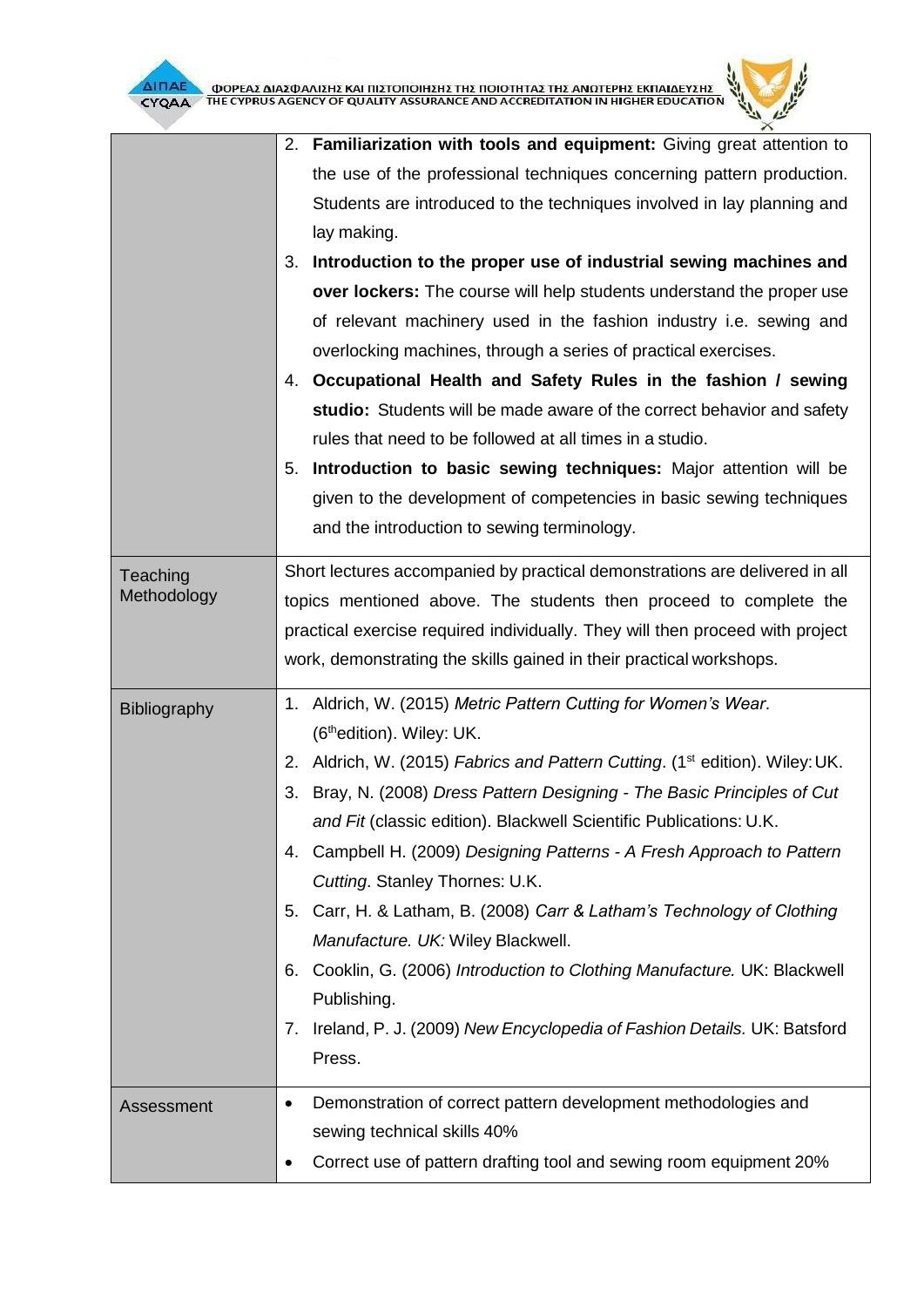| | |
|---|---|
| | 2. **Familiarization with tools and equipment:** Giving great attention to the use of the professional techniques concerning pattern production. Students are introduced to the techniques involved in lay planning and lay making.<br>3. **Introduction to the proper use of industrial sewing machines and over lockers:** The course will help students understand the proper use of relevant machinery used in the fashion industry i.e. sewing and overlocking machines, through a series of practical exercises.<br>4. **Occupational Health and Safety Rules in the fashion / sewing studio:** Students will be made aware of the correct behavior and safety rules that need to be followed at all times in a studio.<br>5. **Introduction to basic sewing techniques:** Major attention will be given to the development of competencies in basic sewing techniques and the introduction to sewing terminology. |
| Teaching Methodology | Short lectures accompanied by practical demonstrations are delivered in all topics mentioned above. The students then proceed to complete the practical exercise required individually. They will then proceed with project work, demonstrating the skills gained in their practical workshops. |
| Bibliography | 1. Aldrich, W. (2015) *Metric Pattern Cutting for Women's Wear*. (6th edition). Wiley: UK.<br>2. Aldrich, W. (2015) *Fabrics and Pattern Cutting*. (1st edition). Wiley: UK.<br>3. Bray, N. (2008) *Dress Pattern Designing - The Basic Principles of Cut and Fit* (classic edition). Blackwell Scientific Publications: U.K.<br>4. Campbell H. (2009) *Designing Patterns - A Fresh Approach to Pattern Cutting*. Stanley Thornes: U.K.<br>5. Carr, H. & Latham, B. (2008) *Carr & Latham's Technology of Clothing Manufacture. UK:* Wiley Blackwell.<br>6. Cooklin, G. (2006) *Introduction to Clothing Manufacture.* UK: Blackwell Publishing.<br>7. Ireland, P. J. (2009) *New Encyclopedia of Fashion Details.* UK: Batsford Press. |
| Assessment | • Demonstration of correct pattern development methodologies and sewing technical skills 40%<br>• Correct use of pattern drafting tool and sewing room equipment 20% |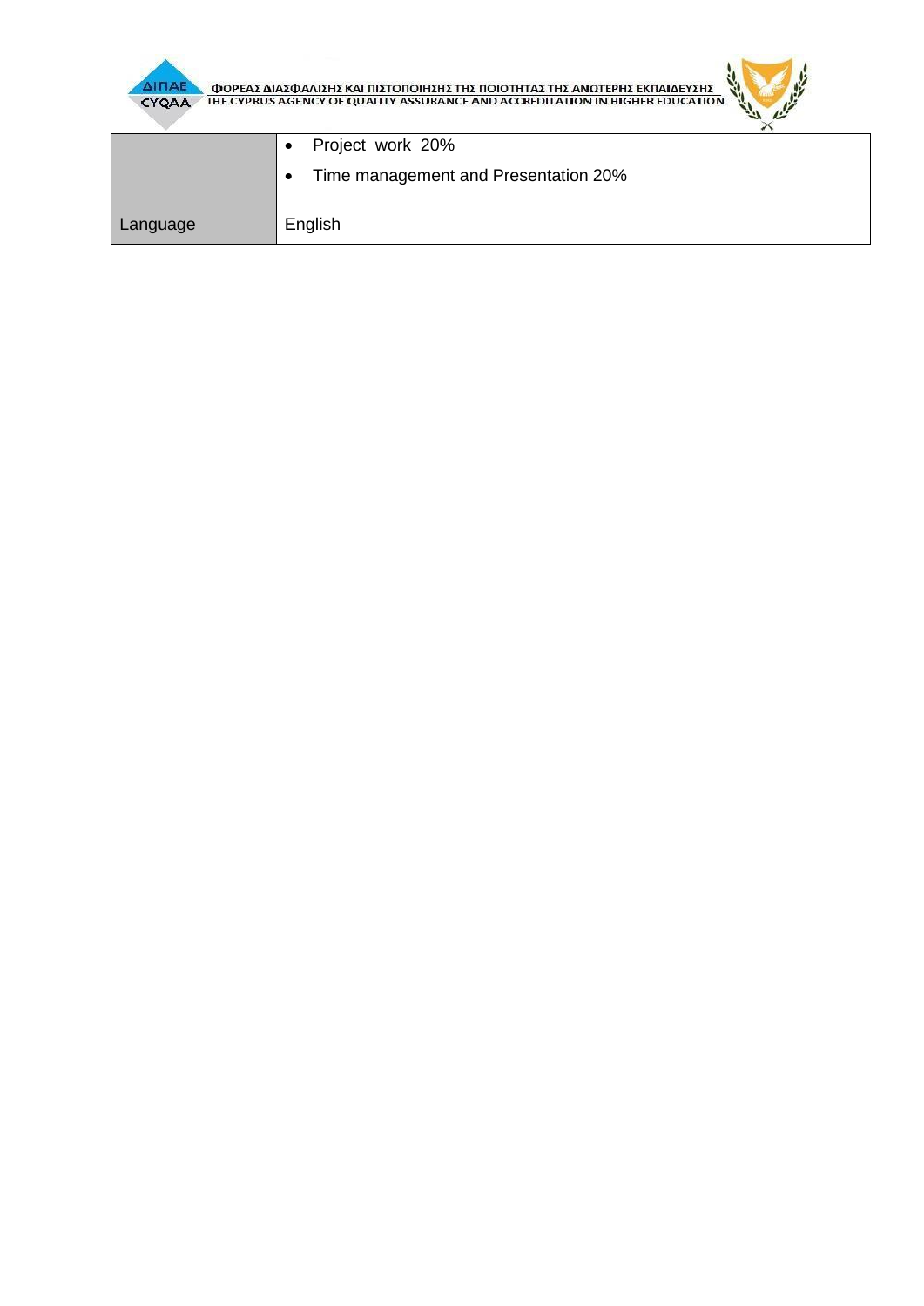| | |
|---|---|
| | • Project work 20%<br>• Time management and Presentation 20% |
| Language | English |